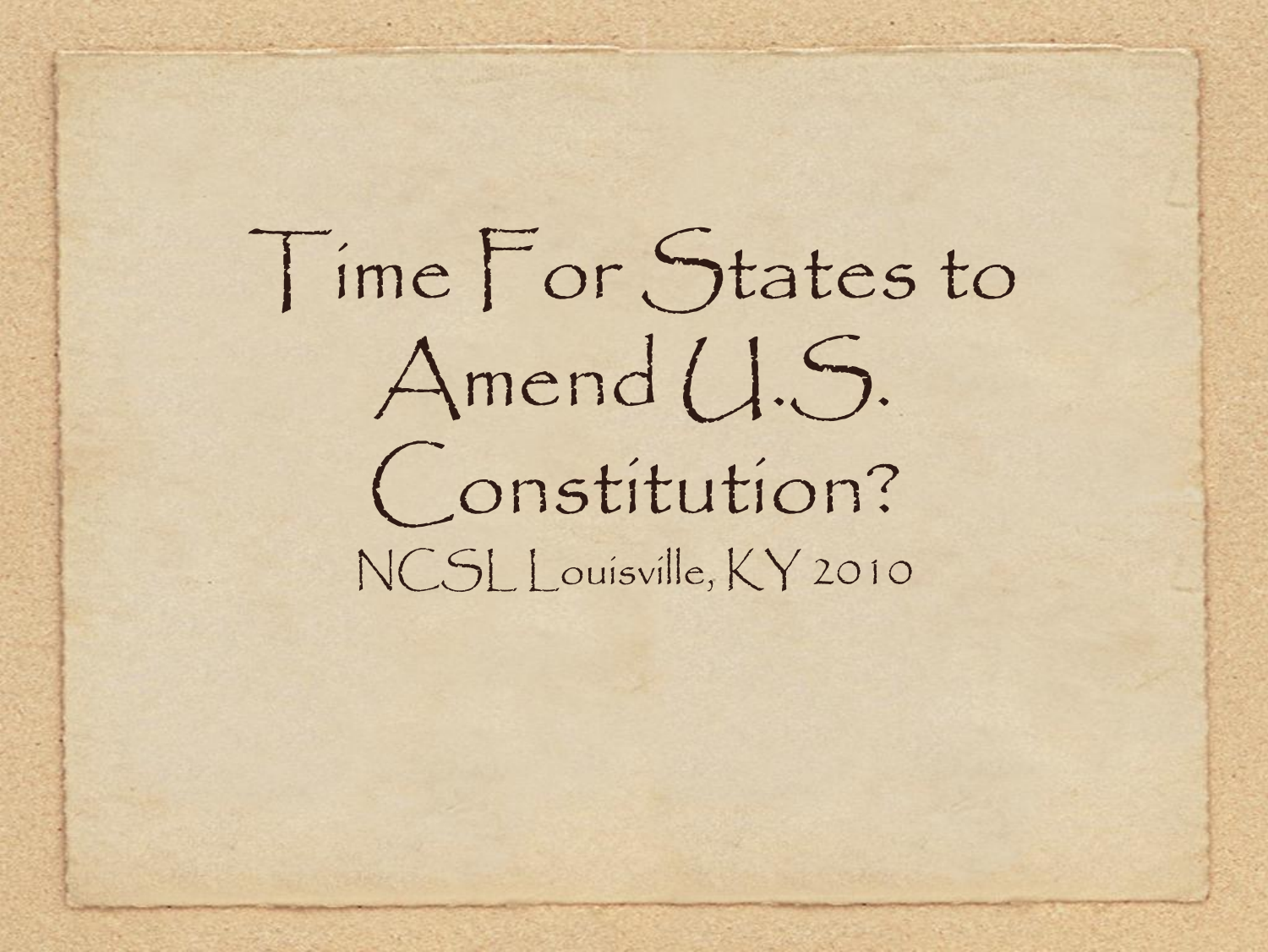# Time For States to Amend U.S. Constitution?

NCSL Louisville, KY 2010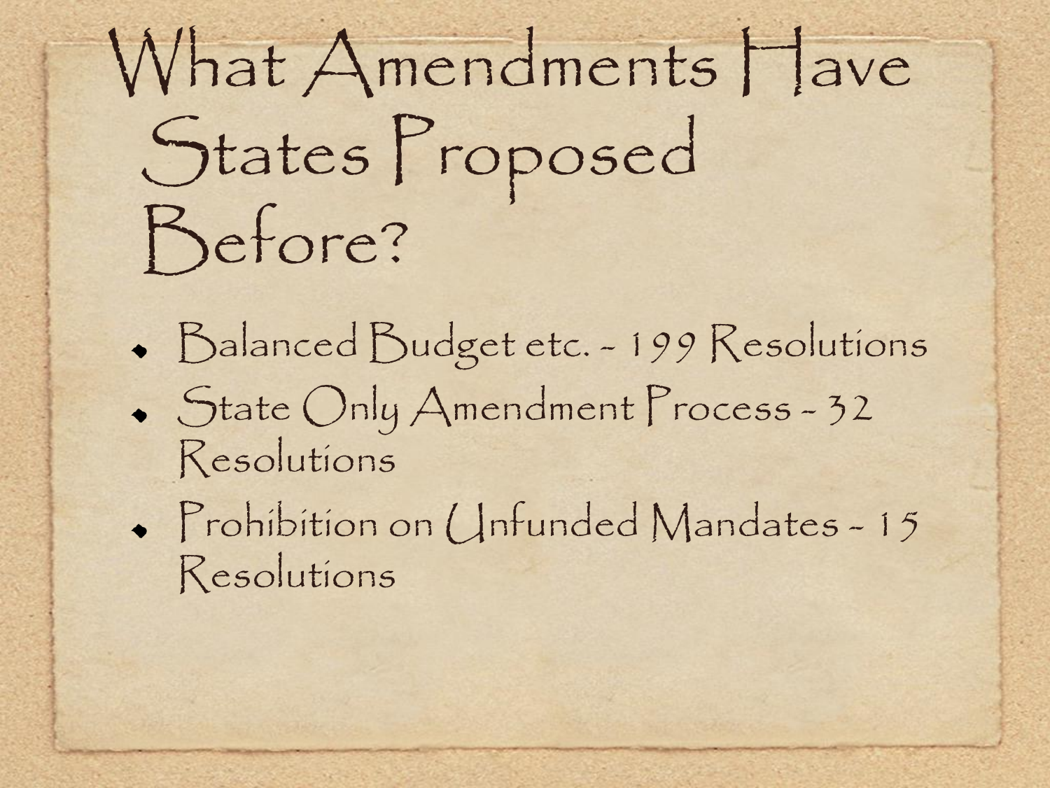# What Amendments Have States Proposed Before?

- Balanced Budget etc. - 199 Resolutions
- State Only Amendment Process - 32 Resolutions
- Prohibition on Unfunded Mandates - 15 Resolutions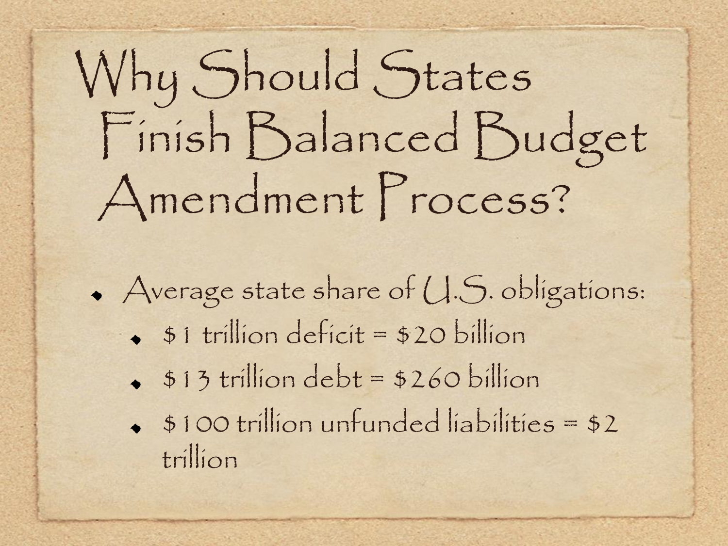# Why Should States Finish Balanced Budget Amendment Process?

- Average state share of U.S. obligations:
  - $1 trillion deficit = $20 billion
  - $13 trillion debt = $260 billion
  - $100 trillion unfunded liabilities = $2 trillion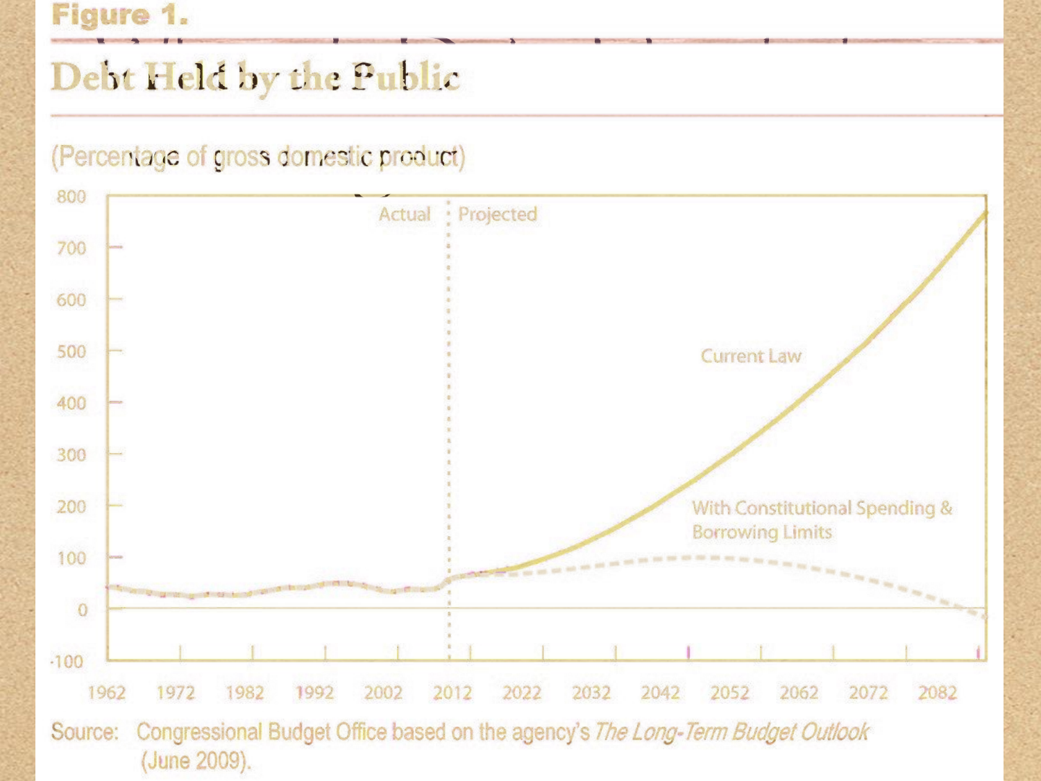**Figure 1.**

## Debt Held by the Public

(Percentage of gross domestic product)

Source: Congressional Budget Office based on the agency's *The Long-Term Budget Outlook* (June 2009).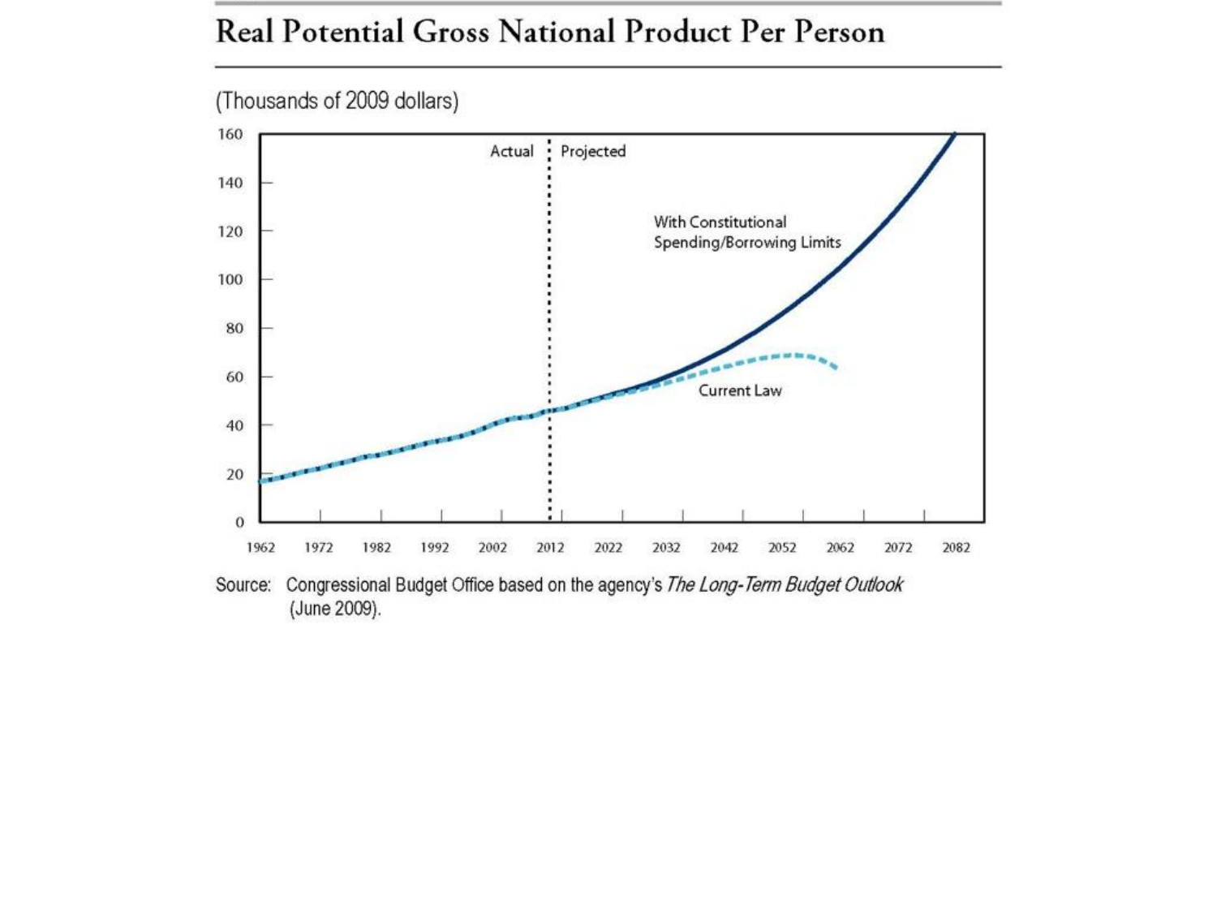## Real Potential Gross National Product Per Person

(Thousands of 2009 dollars)

Source: Congressional Budget Office based on the agency's *The Long-Term Budget Outlook* (June 2009).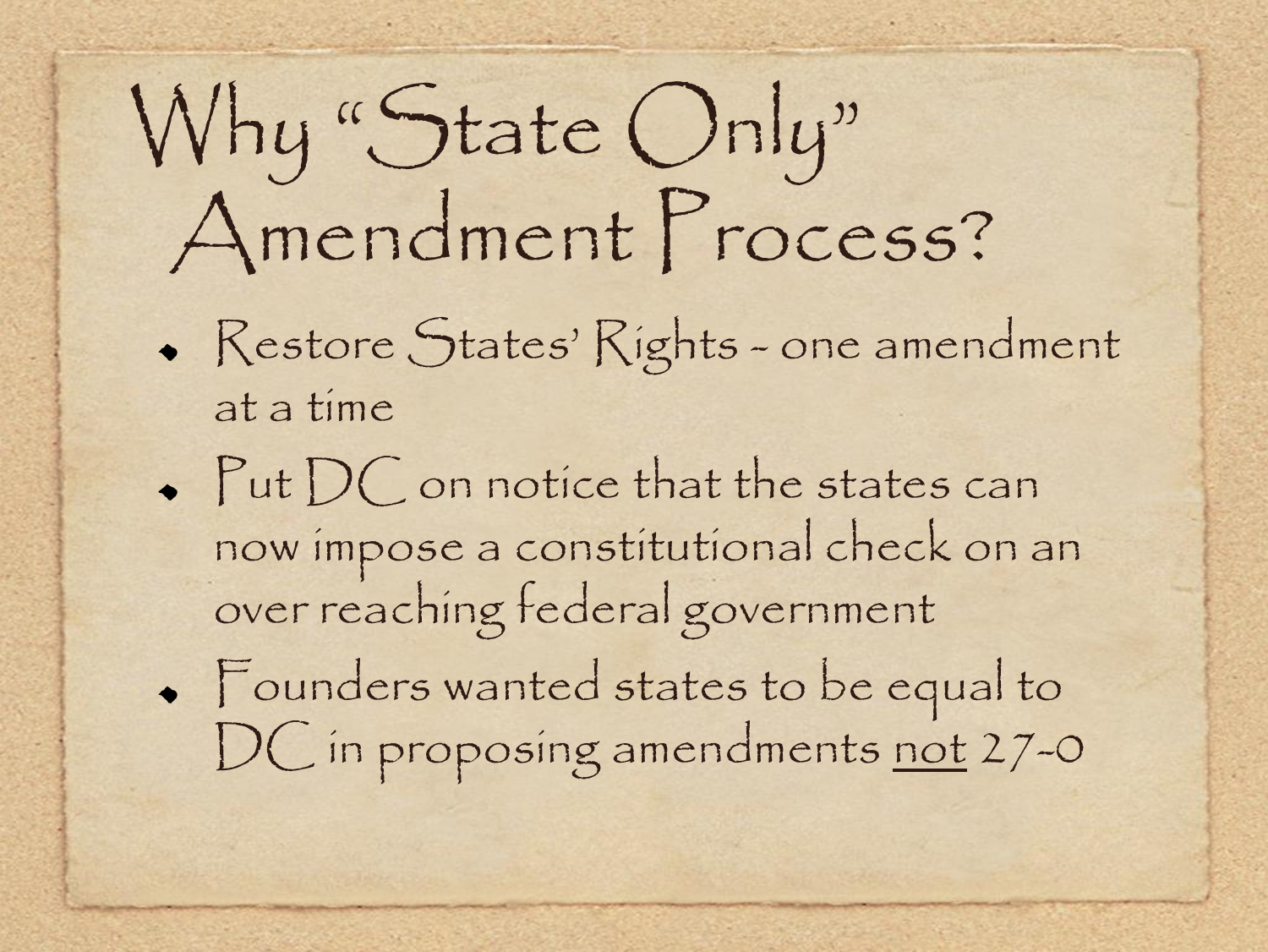# Why "State Only" Amendment Process?

- Restore States' Rights - one amendment at a time
- Put DC on notice that the states can now impose a constitutional check on an over reaching federal government
- Founders wanted states to be equal to DC in proposing amendments <u>not</u> 27-0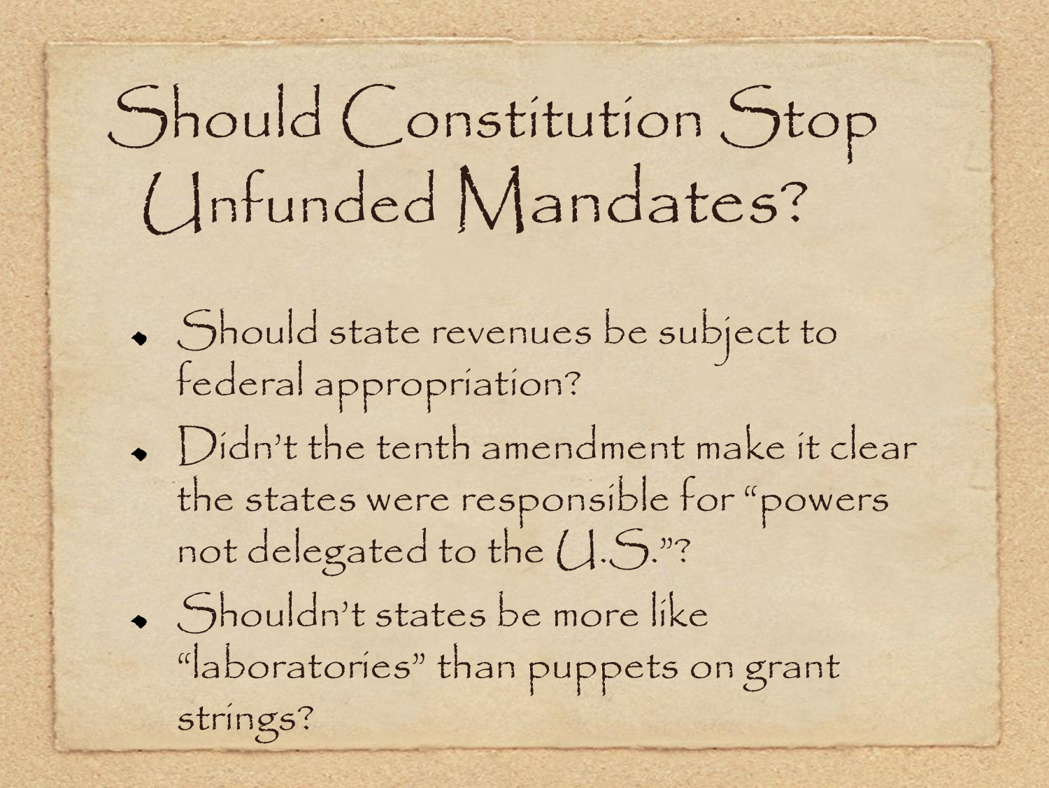# Should Constitution Stop Unfunded Mandates?

- Should state revenues be subject to federal appropriation?
- Didn't the tenth amendment make it clear the states were responsible for "powers not delegated to the U.S."?
- Shouldn't states be more like "laboratories" than puppets on grant strings?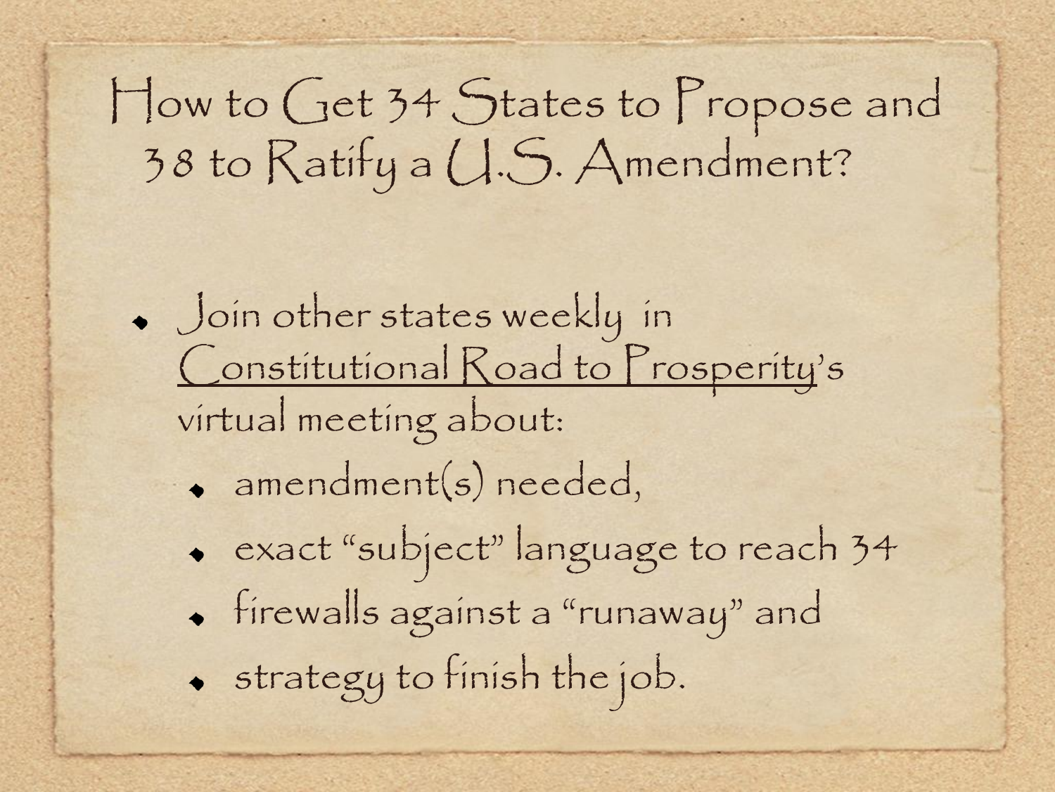# How to Get 34 States to Propose and 38 to Ratify a U.S. Amendment?

- Join other states weekly in Constitutional Road to Prosperity's virtual meeting about:
  - amendment(s) needed,
  - exact "subject" language to reach 34
  - firewalls against a "runaway" and
  - strategy to finish the job.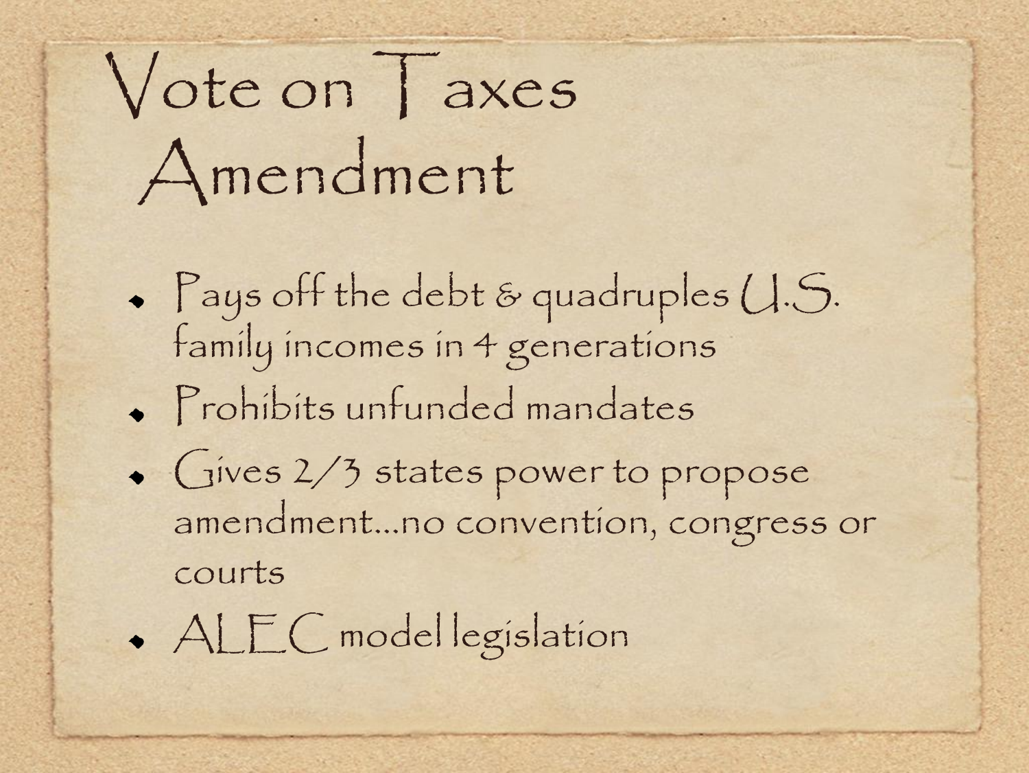# Vote on Taxes Amendment

- Pays off the debt & quadruples U.S. family incomes in 4 generations
- Prohibits unfunded mandates
- Gives 2/3 states power to propose amendment...no convention, congress or courts
- ALEC model legislation